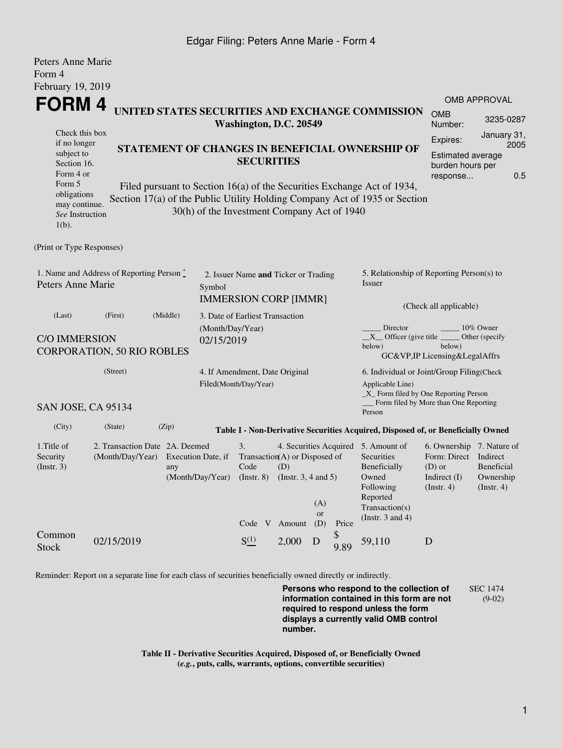Peters Anne Marie
Form 4
February 19, 2019

# FORM 4

**UNITED STATES SECURITIES AND EXCHANGE COMMISSION**
**Washington, D.C. 20549**

**STATEMENT OF CHANGES IN BENEFICIAL OWNERSHIP OF SECURITIES**

Filed pursuant to Section 16(a) of the Securities Exchange Act of 1934, Section 17(a) of the Public Utility Holding Company Act of 1935 or Section 30(h) of the Investment Company Act of 1940

Check this box if no longer subject to Section 16. Form 4 or Form 5 obligations may continue. *See* Instruction 1(b).

OMB APPROVAL
OMB Number: 3235-0287
Expires: January 31, 2005
Estimated average burden hours per response... 0.5

(Print or Type Responses)

1. Name and Address of Reporting Person *
Peters Anne Marie

(Last) (First) (Middle)

C/O IMMERSION CORPORATION, 50 RIO ROBLES

(Street)

SAN JOSE, CA 95134

(City) (State) (Zip)

2. Issuer Name **and** Ticker or Trading Symbol
IMMERSION CORP [IMMR]

3. Date of Earliest Transaction (Month/Day/Year)
02/15/2019

4. If Amendment, Date Original Filed(Month/Day/Year)

5. Relationship of Reporting Person(s) to Issuer

(Check all applicable)

_____ Director _____ 10% Owner
__X__ Officer (give title below) _____ Other (specify below)
GC&VP,IP Licensing&LegalAffrs

6. Individual or Joint/Group Filing(Check Applicable Line)
_X_ Form filed by One Reporting Person
___ Form filed by More than One Reporting Person

**Table I - Non-Derivative Securities Acquired, Disposed of, or Beneficially Owned**

| 1.Title of Security (Instr. 3) | 2. Transaction Date (Month/Day/Year) | 2A. Deemed Execution Date, if any (Month/Day/Year) | 3. Transaction Code (Instr. 8) | | 4. Securities Acquired (A) or Disposed of (D) (Instr. 3, 4 and 5) | | | 5. Amount of Securities Beneficially Owned Following Reported Transaction(s) (Instr. 3 and 4) | 6. Ownership Form: Direct (D) or Indirect (I) (Instr. 4) | 7. Nature of Indirect Beneficial Ownership (Instr. 4) |
|---|---|---|---|---|---|---|---|---|---|---|
| | | | Code | V | Amount | (A) or (D) | Price | | | |
| Common Stock | 02/15/2019 | | S [(1)] | | 2,000 | D | $ 9.89 | 59,110 | D | |

Reminder: Report on a separate line for each class of securities beneficially owned directly or indirectly.

**Persons who respond to the collection of information contained in this form are not required to respond unless the form displays a currently valid OMB control number.**

SEC 1474 (9-02)

**Table II - Derivative Securities Acquired, Disposed of, or Beneficially Owned**
**(*e.g.*, puts, calls, warrants, options, convertible securities)**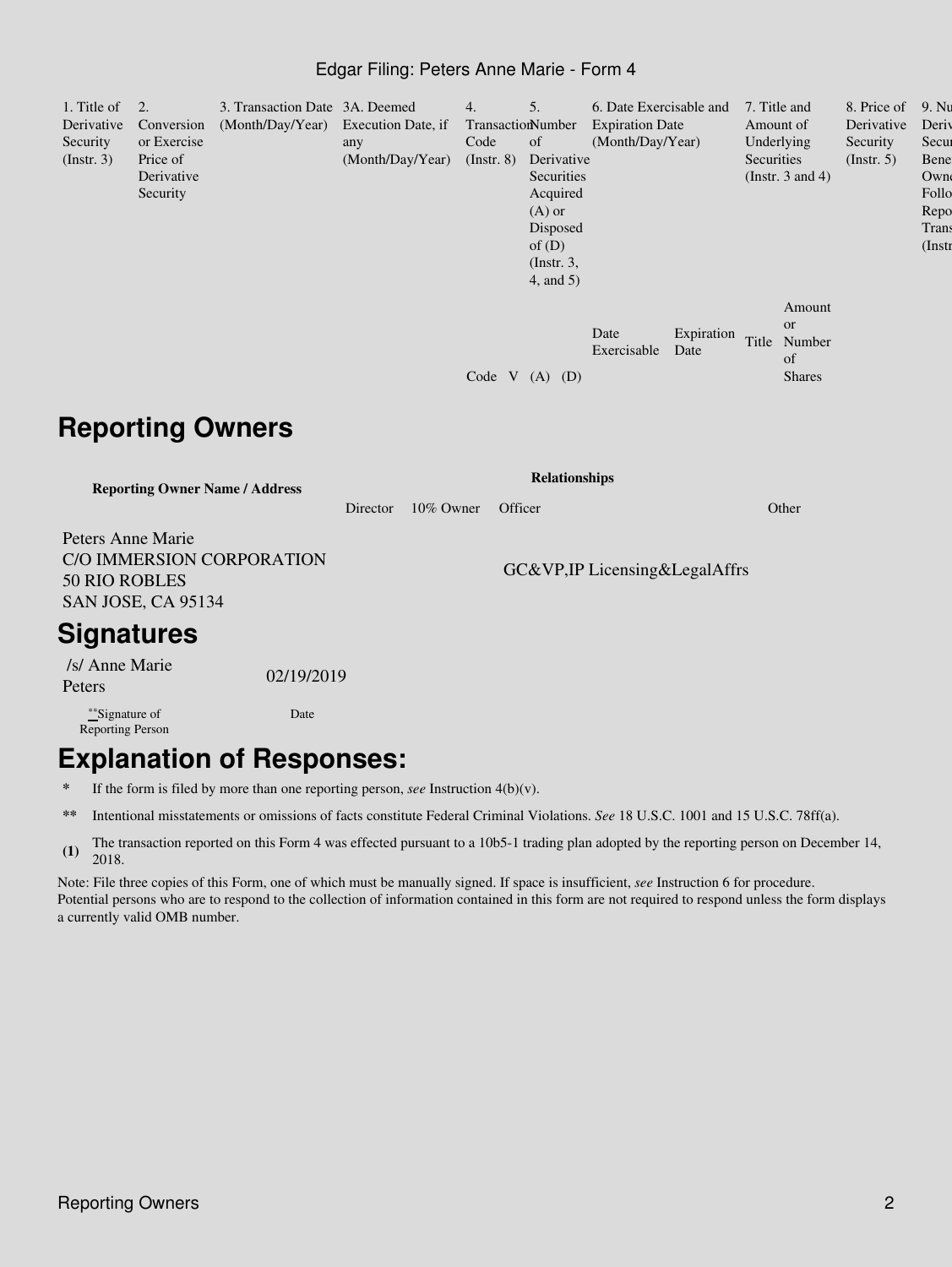| 1. Title of Derivative Security (Instr. 3) | 2. Conversion or Exercise Price of Derivative Security | 3. Transaction Date (Month/Day/Year) | 3A. Deemed Execution Date, if any (Month/Day/Year) | 4. Transaction Code (Instr. 8) | | 5. Number of Derivative Securities Acquired (A) or Disposed of (D) (Instr. 3, 4, and 5) | | 6. Date Exercisable and Expiration Date (Month/Day/Year) | | 7. Title and Amount of Underlying Securities (Instr. 3 and 4) | | 8. Price of Derivative Security (Instr. 5) | 9. Number of Derivative Securities Beneficially Owned Following Reported Transaction(s) (Instr |
|---|---|---|---|---|---|---|---|---|---|---|---|---|---|
| | | | | Code | V | (A) | (D) | Date Exercisable | Expiration Date | Title | Amount or Number of Shares | | |

# Reporting Owners

| Reporting Owner Name / Address | Relationships | | | |
|---|---|---|---|---|
| | Director | 10% Owner | Officer | Other |
| Peters Anne Marie<br>C/O IMMERSION CORPORATION<br>50 RIO ROBLES<br>SAN JOSE, CA 95134 | | | GC&VP,IP Licensing&LegalAffrs | |

# Signatures

| /s/ Anne Marie Peters | 02/19/2019 |
|---|---|
| **Signature of Reporting Person | Date |

# Explanation of Responses:

\* If the form is filed by more than one reporting person, *see* Instruction 4(b)(v).

\*\* Intentional misstatements or omissions of facts constitute Federal Criminal Violations. *See* 18 U.S.C. 1001 and 15 U.S.C. 78ff(a).

**(1)** The transaction reported on this Form 4 was effected pursuant to a 10b5-1 trading plan adopted by the reporting person on December 14, 2018.

Note: File three copies of this Form, one of which must be manually signed. If space is insufficient, *see* Instruction 6 for procedure.
Potential persons who are to respond to the collection of information contained in this form are not required to respond unless the form displays a currently valid OMB number.